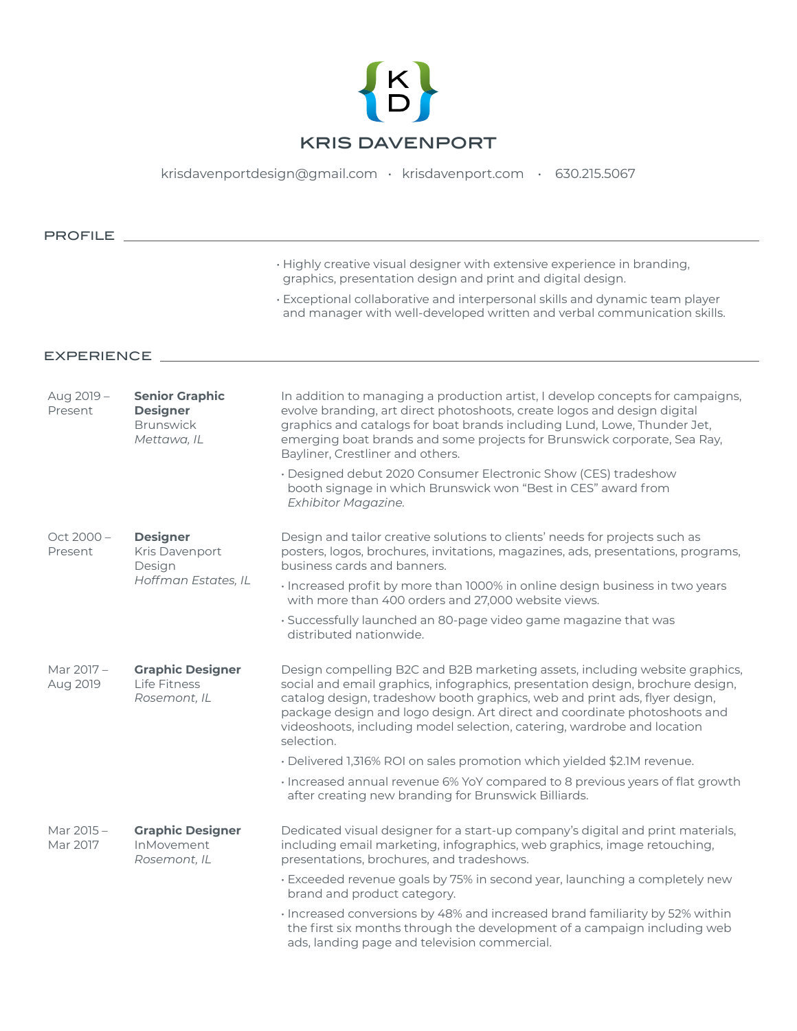# KRIS DAVENPORT

krisdavenportdesign@gmail.com • krisdavenport.com • 630.215.5067

## PROFILE

- Highly creative visual designer with extensive experience in branding, graphics, presentation design and print and digital design.
- Exceptional collaborative and interpersonal skills and dynamic team player and manager with well-developed written and verbal communication skills.

## EXPERIENCE

**Aug 2019 – Present**
**Senior Graphic Designer**
Brunswick
*Mettawa, IL*

In addition to managing a production artist, I develop concepts for campaigns, evolve branding, art direct photoshoots, create logos and design digital graphics and catalogs for boat brands including Lund, Lowe, Thunder Jet, emerging boat brands and some projects for Brunswick corporate, Sea Ray, Bayliner, Crestliner and others.

- Designed debut 2020 Consumer Electronic Show (CES) tradeshow booth signage in which Brunswick won "Best in CES" award from *Exhibitor Magazine.*

**Oct 2000 – Present**
**Designer**
Kris Davenport Design
*Hoffman Estates, IL*

Design and tailor creative solutions to clients' needs for projects such as posters, logos, brochures, invitations, magazines, ads, presentations, programs, business cards and banners.

- Increased profit by more than 1000% in online design business in two years with more than 400 orders and 27,000 website views.
- Successfully launched an 80-page video game magazine that was distributed nationwide.

**Mar 2017 – Aug 2019**
**Graphic Designer**
Life Fitness
*Rosemont, IL*

Design compelling B2C and B2B marketing assets, including website graphics, social and email graphics, infographics, presentation design, brochure design, catalog design, tradeshow booth graphics, web and print ads, flyer design, package design and logo design. Art direct and coordinate photoshoots and videoshoots, including model selection, catering, wardrobe and location selection.

- Delivered 1,316% ROI on sales promotion which yielded $2.1M revenue.
- Increased annual revenue 6% YoY compared to 8 previous years of flat growth after creating new branding for Brunswick Billiards.

**Mar 2015 – Mar 2017**
**Graphic Designer**
InMovement
*Rosemont, IL*

Dedicated visual designer for a start-up company's digital and print materials, including email marketing, infographics, web graphics, image retouching, presentations, brochures, and tradeshows.

- Exceeded revenue goals by 75% in second year, launching a completely new brand and product category.
- Increased conversions by 48% and increased brand familiarity by 52% within the first six months through the development of a campaign including web ads, landing page and television commercial.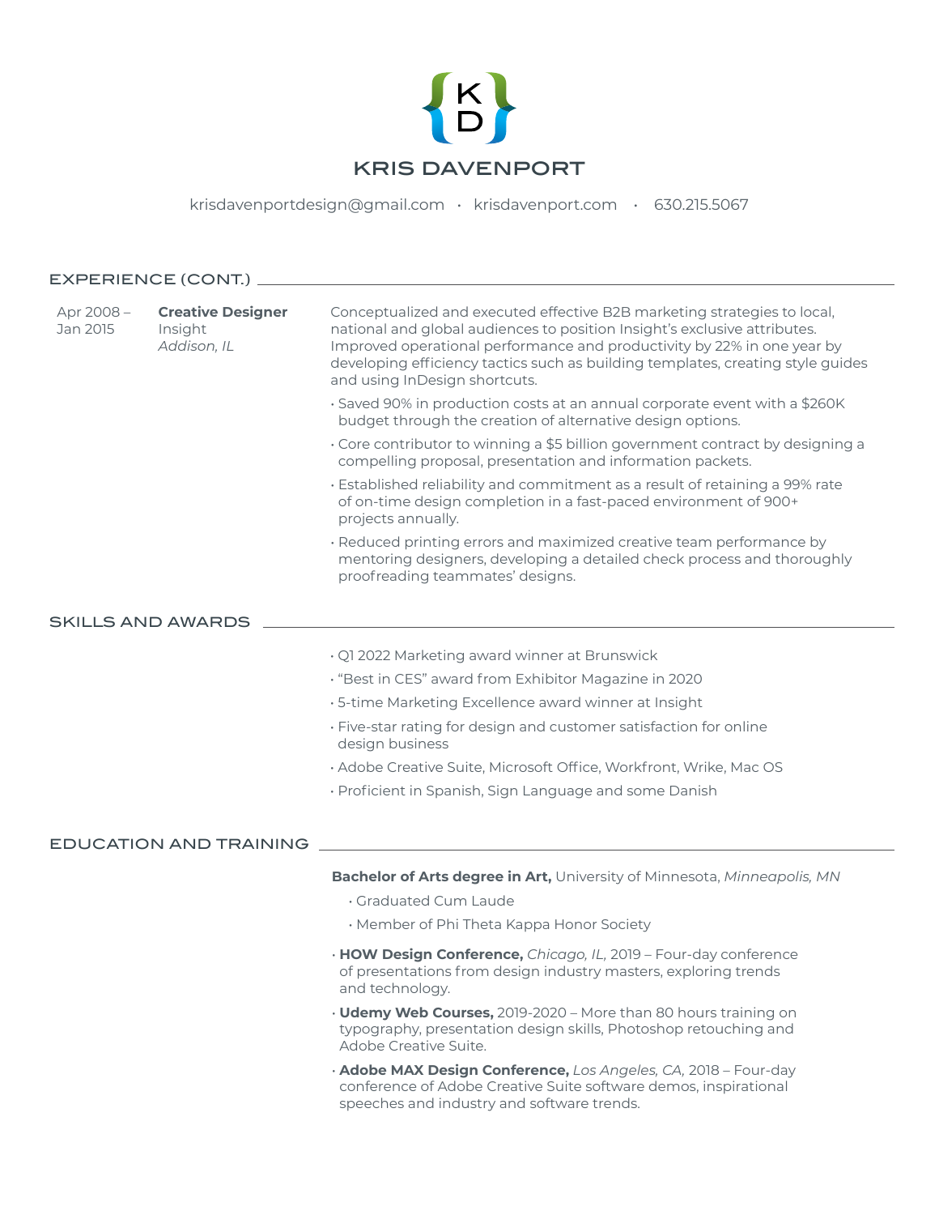# KRIS DAVENPORT

krisdavenportdesign@gmail.com · krisdavenport.com · 630.215.5067

## EXPERIENCE (CONT.)

Apr 2008 – Jan 2015

**Creative Designer**
Insight
*Addison, IL*

Conceptualized and executed effective B2B marketing strategies to local, national and global audiences to position Insight's exclusive attributes. Improved operational performance and productivity by 22% in one year by developing efficiency tactics such as building templates, creating style guides and using InDesign shortcuts.

- Saved 90% in production costs at an annual corporate event with a $260K budget through the creation of alternative design options.
- Core contributor to winning a $5 billion government contract by designing a compelling proposal, presentation and information packets.
- Established reliability and commitment as a result of retaining a 99% rate of on-time design completion in a fast-paced environment of 900+ projects annually.
- Reduced printing errors and maximized creative team performance by mentoring designers, developing a detailed check process and thoroughly proofreading teammates' designs.

## SKILLS AND AWARDS

- Q1 2022 Marketing award winner at Brunswick
- "Best in CES" award from Exhibitor Magazine in 2020
- 5-time Marketing Excellence award winner at Insight
- Five-star rating for design and customer satisfaction for online design business
- Adobe Creative Suite, Microsoft Office, Workfront, Wrike, Mac OS
- Proficient in Spanish, Sign Language and some Danish

## EDUCATION AND TRAINING

**Bachelor of Arts degree in Art,** University of Minnesota, *Minneapolis, MN*

- Graduated Cum Laude
- Member of Phi Theta Kappa Honor Society

- **HOW Design Conference,** *Chicago, IL,* 2019 – Four-day conference of presentations from design industry masters, exploring trends and technology.
- **Udemy Web Courses,** 2019-2020 – More than 80 hours training on typography, presentation design skills, Photoshop retouching and Adobe Creative Suite.
- **Adobe MAX Design Conference,** *Los Angeles, CA,* 2018 – Four-day conference of Adobe Creative Suite software demos, inspirational speeches and industry and software trends.